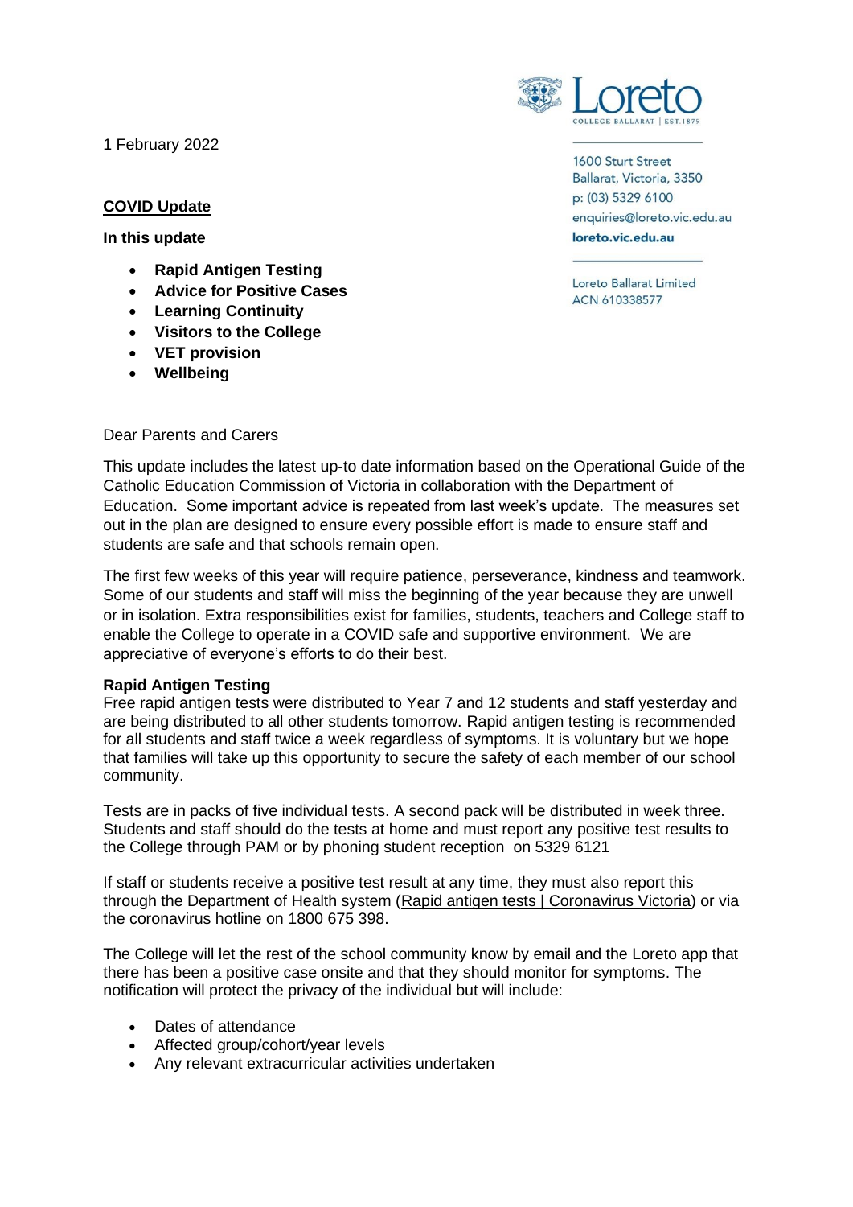1 February 2022

Loreto
COLLEGE BALLARAT | EST. 1875

1600 Sturt Street
Ballarat, Victoria, 3350
p: (03) 5329 6100
enquiries@loreto.vic.edu.au
**loreto.vic.edu.au**

Loreto Ballarat Limited
ACN 610338577

## COVID Update

**In this update**

- **Rapid Antigen Testing**
- **Advice for Positive Cases**
- **Learning Continuity**
- **Visitors to the College**
- **VET provision**
- **Wellbeing**

Dear Parents and Carers

This update includes the latest up-to date information based on the Operational Guide of the Catholic Education Commission of Victoria in collaboration with the Department of Education. Some important advice is repeated from last week's update. The measures set out in the plan are designed to ensure every possible effort is made to ensure staff and students are safe and that schools remain open.

The first few weeks of this year will require patience, perseverance, kindness and teamwork. Some of our students and staff will miss the beginning of the year because they are unwell or in isolation. Extra responsibilities exist for families, students, teachers and College staff to enable the College to operate in a COVID safe and supportive environment. We are appreciative of everyone's efforts to do their best.

### Rapid Antigen Testing

Free rapid antigen tests were distributed to Year 7 and 12 students and staff yesterday and are being distributed to all other students tomorrow. Rapid antigen testing is recommended for all students and staff twice a week regardless of symptoms. It is voluntary but we hope that families will take up this opportunity to secure the safety of each member of our school community.

Tests are in packs of five individual tests. A second pack will be distributed in week three. Students and staff should do the tests at home and must report any positive test results to the College through PAM or by phoning student reception on 5329 6121

If staff or students receive a positive test result at any time, they must also report this through the Department of Health system (Rapid antigen tests | Coronavirus Victoria) or via the coronavirus hotline on 1800 675 398.

The College will let the rest of the school community know by email and the Loreto app that there has been a positive case onsite and that they should monitor for symptoms. The notification will protect the privacy of the individual but will include:

- Dates of attendance
- Affected group/cohort/year levels
- Any relevant extracurricular activities undertaken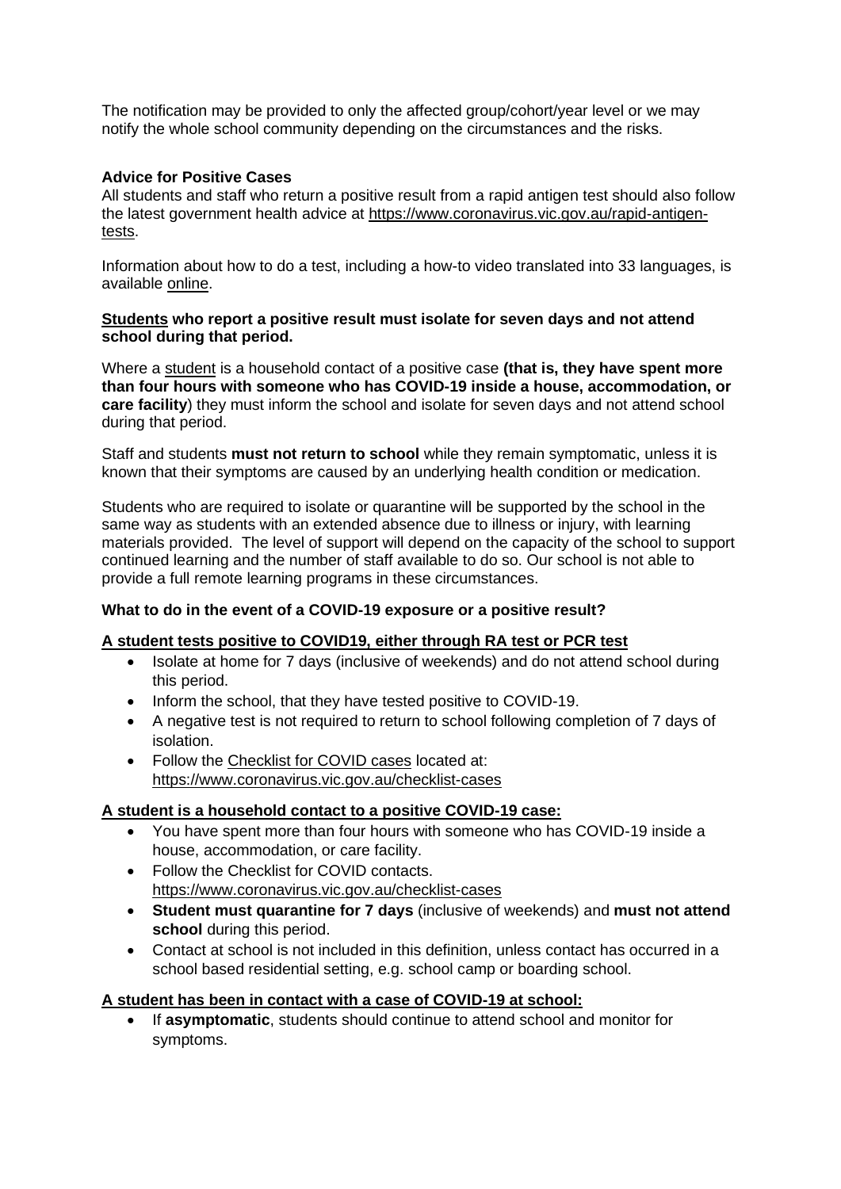The notification may be provided to only the affected group/cohort/year level or we may notify the whole school community depending on the circumstances and the risks.

**Advice for Positive Cases**

All students and staff who return a positive result from a rapid antigen test should also follow the latest government health advice at https://www.coronavirus.vic.gov.au/rapid-antigen-tests.

Information about how to do a test, including a how-to video translated into 33 languages, is available online.

**Students who report a positive result must isolate for seven days and not attend school during that period.**

Where a student is a household contact of a positive case **(that is, they have spent more than four hours with someone who has COVID-19 inside a house, accommodation, or care facility**) they must inform the school and isolate for seven days and not attend school during that period.

Staff and students **must not return to school** while they remain symptomatic, unless it is known that their symptoms are caused by an underlying health condition or medication.

Students who are required to isolate or quarantine will be supported by the school in the same way as students with an extended absence due to illness or injury, with learning materials provided. The level of support will depend on the capacity of the school to support continued learning and the number of staff available to do so. Our school is not able to provide a full remote learning programs in these circumstances.

**What to do in the event of a COVID-19 exposure or a positive result?**

**A student tests positive to COVID19, either through RA test or PCR test**

- Isolate at home for 7 days (inclusive of weekends) and do not attend school during this period.
- Inform the school, that they have tested positive to COVID-19.
- A negative test is not required to return to school following completion of 7 days of isolation.
- Follow the Checklist for COVID cases located at: https://www.coronavirus.vic.gov.au/checklist-cases

**A student is a household contact to a positive COVID-19 case:**

- You have spent more than four hours with someone who has COVID-19 inside a house, accommodation, or care facility.
- Follow the Checklist for COVID contacts. https://www.coronavirus.vic.gov.au/checklist-cases
- **Student must quarantine for 7 days** (inclusive of weekends) and **must not attend school** during this period.
- Contact at school is not included in this definition, unless contact has occurred in a school based residential setting, e.g. school camp or boarding school.

**A student has been in contact with a case of COVID-19 at school:**

- If **asymptomatic**, students should continue to attend school and monitor for symptoms.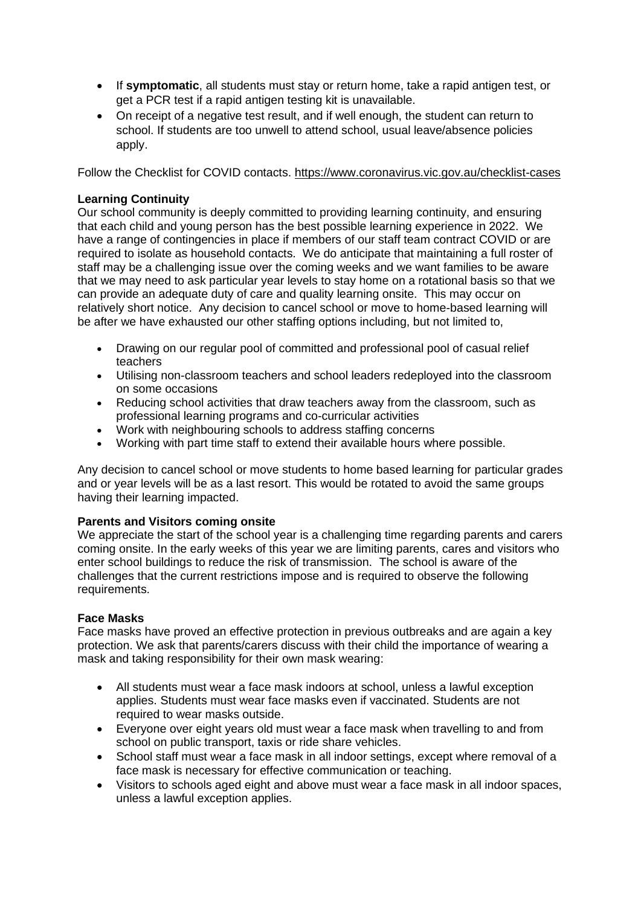- If **symptomatic**, all students must stay or return home, take a rapid antigen test, or get a PCR test if a rapid antigen testing kit is unavailable.
- On receipt of a negative test result, and if well enough, the student can return to school. If students are too unwell to attend school, usual leave/absence policies apply.

Follow the Checklist for COVID contacts. https://www.coronavirus.vic.gov.au/checklist-cases

**Learning Continuity**

Our school community is deeply committed to providing learning continuity, and ensuring that each child and young person has the best possible learning experience in 2022. We have a range of contingencies in place if members of our staff team contract COVID or are required to isolate as household contacts. We do anticipate that maintaining a full roster of staff may be a challenging issue over the coming weeks and we want families to be aware that we may need to ask particular year levels to stay home on a rotational basis so that we can provide an adequate duty of care and quality learning onsite. This may occur on relatively short notice. Any decision to cancel school or move to home-based learning will be after we have exhausted our other staffing options including, but not limited to,

- Drawing on our regular pool of committed and professional pool of casual relief teachers
- Utilising non-classroom teachers and school leaders redeployed into the classroom on some occasions
- Reducing school activities that draw teachers away from the classroom, such as professional learning programs and co-curricular activities
- Work with neighbouring schools to address staffing concerns
- Working with part time staff to extend their available hours where possible.

Any decision to cancel school or move students to home based learning for particular grades and or year levels will be as a last resort. This would be rotated to avoid the same groups having their learning impacted.

**Parents and Visitors coming onsite**

We appreciate the start of the school year is a challenging time regarding parents and carers coming onsite. In the early weeks of this year we are limiting parents, cares and visitors who enter school buildings to reduce the risk of transmission. The school is aware of the challenges that the current restrictions impose and is required to observe the following requirements.

**Face Masks**

Face masks have proved an effective protection in previous outbreaks and are again a key protection. We ask that parents/carers discuss with their child the importance of wearing a mask and taking responsibility for their own mask wearing:

- All students must wear a face mask indoors at school, unless a lawful exception applies. Students must wear face masks even if vaccinated. Students are not required to wear masks outside.
- Everyone over eight years old must wear a face mask when travelling to and from school on public transport, taxis or ride share vehicles.
- School staff must wear a face mask in all indoor settings, except where removal of a face mask is necessary for effective communication or teaching.
- Visitors to schools aged eight and above must wear a face mask in all indoor spaces, unless a lawful exception applies.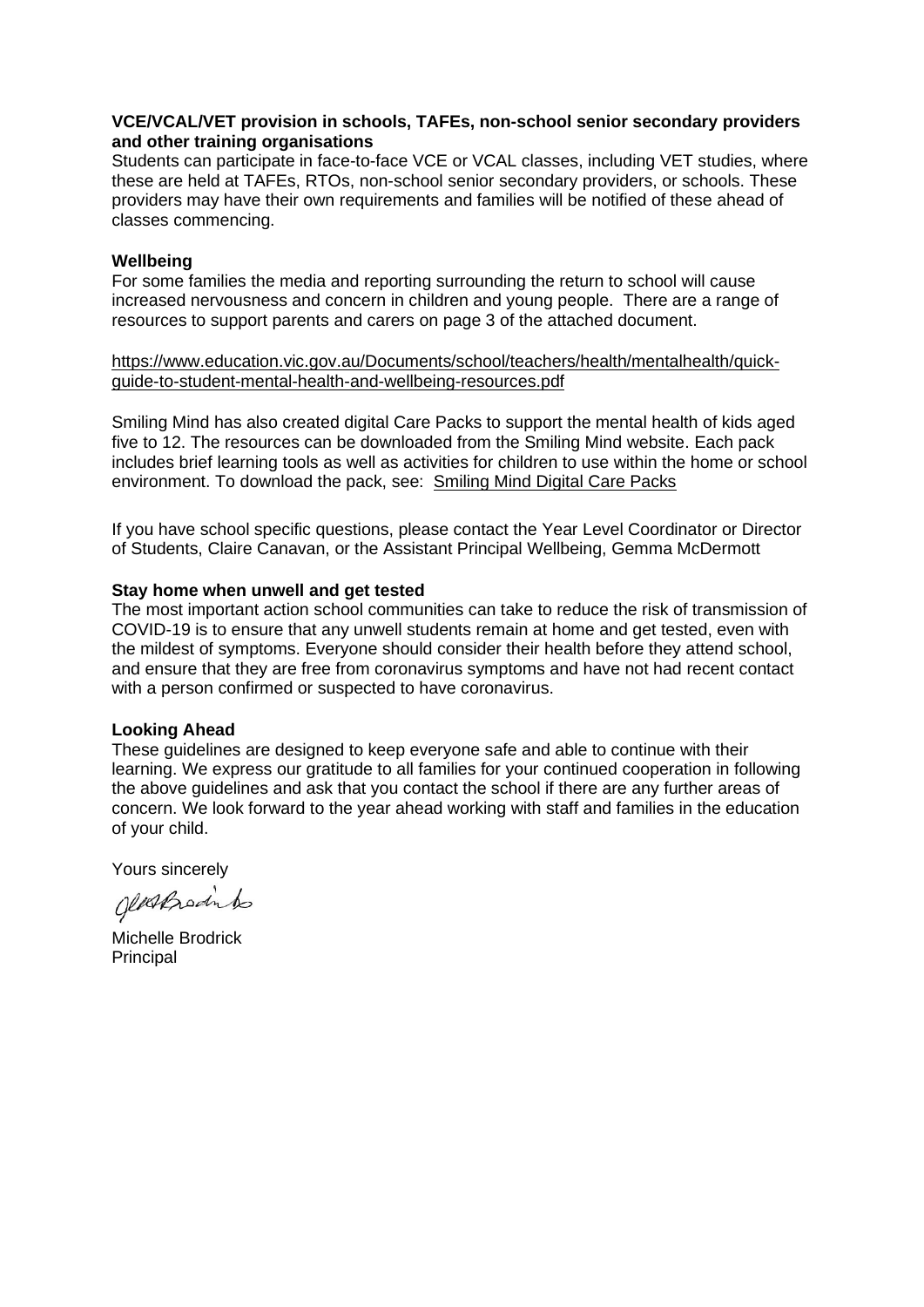**VCE/VCAL/VET provision in schools, TAFEs, non-school senior secondary providers and other training organisations**

Students can participate in face-to-face VCE or VCAL classes, including VET studies, where these are held at TAFEs, RTOs, non-school senior secondary providers, or schools. These providers may have their own requirements and families will be notified of these ahead of classes commencing.

**Wellbeing**

For some families the media and reporting surrounding the return to school will cause increased nervousness and concern in children and young people. There are a range of resources to support parents and carers on page 3 of the attached document.

https://www.education.vic.gov.au/Documents/school/teachers/health/mentalhealth/quick-guide-to-student-mental-health-and-wellbeing-resources.pdf

Smiling Mind has also created digital Care Packs to support the mental health of kids aged five to 12. The resources can be downloaded from the Smiling Mind website. Each pack includes brief learning tools as well as activities for children to use within the home or school environment. To download the pack, see: Smiling Mind Digital Care Packs

If you have school specific questions, please contact the Year Level Coordinator or Director of Students, Claire Canavan, or the Assistant Principal Wellbeing, Gemma McDermott

**Stay home when unwell and get tested**

The most important action school communities can take to reduce the risk of transmission of COVID-19 is to ensure that any unwell students remain at home and get tested, even with the mildest of symptoms. Everyone should consider their health before they attend school, and ensure that they are free from coronavirus symptoms and have not had recent contact with a person confirmed or suspected to have coronavirus.

**Looking Ahead**

These guidelines are designed to keep everyone safe and able to continue with their learning. We express our gratitude to all families for your continued cooperation in following the above guidelines and ask that you contact the school if there are any further areas of concern. We look forward to the year ahead working with staff and families in the education of your child.

Yours sincerely

Michelle Brodrick
Principal